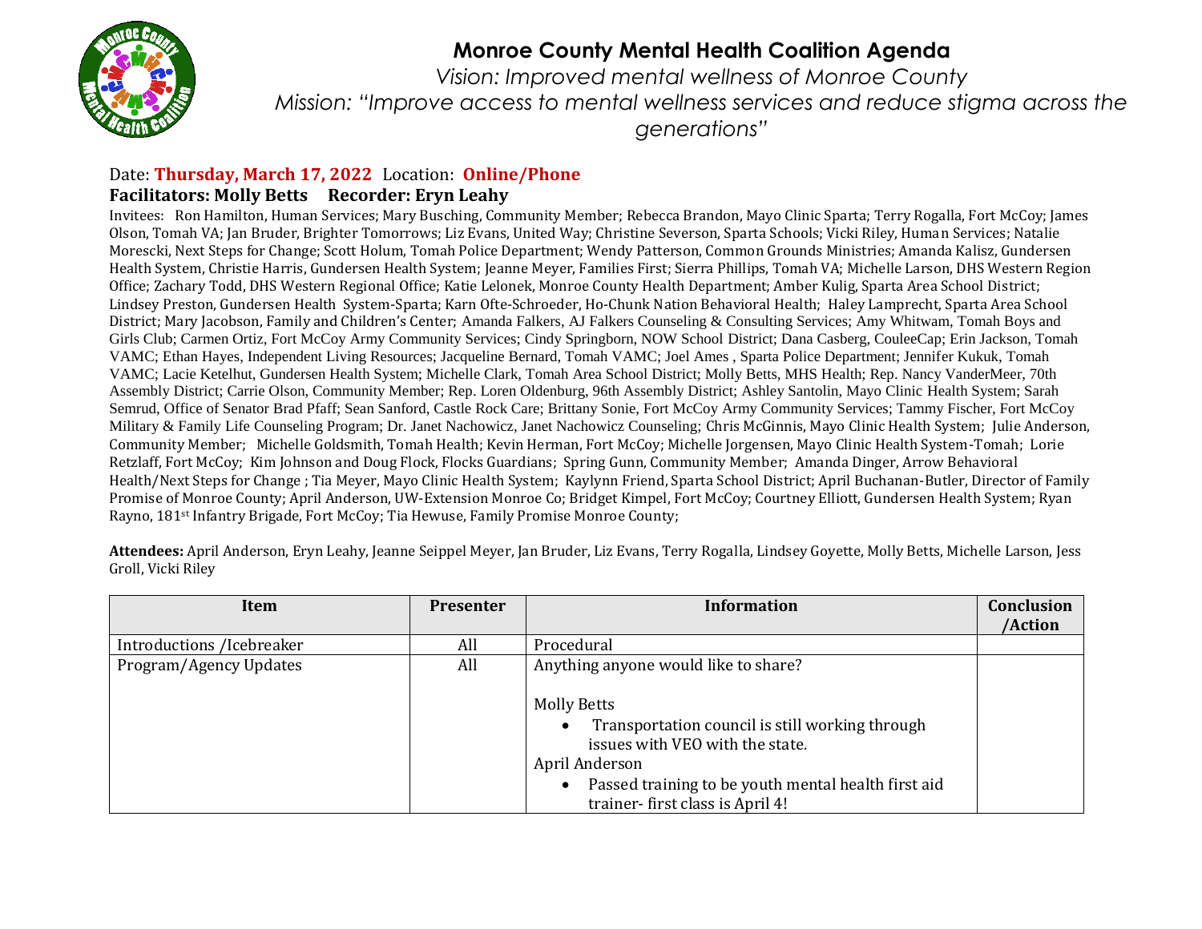# Monroe County Mental Health Coalition Agenda

*Vision: Improved mental wellness of Monroe County*

*Mission: "Improve access to mental wellness services and reduce stigma across the generations"*

Date: **Thursday, March 17, 2022** Location: **Online/Phone**

**Facilitators: Molly Betts Recorder: Eryn Leahy**

Invitees: Ron Hamilton, Human Services; Mary Busching, Community Member; Rebecca Brandon, Mayo Clinic Sparta; Terry Rogalla, Fort McCoy; James Olson, Tomah VA; Jan Bruder, Brighter Tomorrows; Liz Evans, United Way; Christine Severson, Sparta Schools; Vicki Riley, Human Services; Natalie Morescki, Next Steps for Change; Scott Holum, Tomah Police Department; Wendy Patterson, Common Grounds Ministries; Amanda Kalisz, Gundersen Health System, Christie Harris, Gundersen Health System; Jeanne Meyer, Families First; Sierra Phillips, Tomah VA; Michelle Larson, DHS Western Region Office; Zachary Todd, DHS Western Regional Office; Katie Lelonek, Monroe County Health Department; Amber Kulig, Sparta Area School District; Lindsey Preston, Gundersen Health System-Sparta; Karn Ofte-Schroeder, Ho-Chunk Nation Behavioral Health; Haley Lamprecht, Sparta Area School District; Mary Jacobson, Family and Children's Center; Amanda Falkers, AJ Falkers Counseling & Consulting Services; Amy Whitwam, Tomah Boys and Girls Club; Carmen Ortiz, Fort McCoy Army Community Services; Cindy Springborn, NOW School District; Dana Casberg, CouleeCap; Erin Jackson, Tomah VAMC; Ethan Hayes, Independent Living Resources; Jacqueline Bernard, Tomah VAMC; Joel Ames , Sparta Police Department; Jennifer Kukuk, Tomah VAMC; Lacie Ketelhut, Gundersen Health System; Michelle Clark, Tomah Area School District; Molly Betts, MHS Health; Rep. Nancy VanderMeer, 70th Assembly District; Carrie Olson, Community Member; Rep. Loren Oldenburg, 96th Assembly District; Ashley Santolin, Mayo Clinic Health System; Sarah Semrud, Office of Senator Brad Pfaff; Sean Sanford, Castle Rock Care; Brittany Sonie, Fort McCoy Army Community Services; Tammy Fischer, Fort McCoy Military & Family Life Counseling Program; Dr. Janet Nachowicz, Janet Nachowicz Counseling; Chris McGinnis, Mayo Clinic Health System; Julie Anderson, Community Member; Michelle Goldsmith, Tomah Health; Kevin Herman, Fort McCoy; Michelle Jorgensen, Mayo Clinic Health System-Tomah; Lorie Retzlaff, Fort McCoy; Kim Johnson and Doug Flock, Flocks Guardians; Spring Gunn, Community Member; Amanda Dinger, Arrow Behavioral Health/Next Steps for Change ; Tia Meyer, Mayo Clinic Health System; Kaylynn Friend, Sparta School District; April Buchanan-Butler, Director of Family Promise of Monroe County; April Anderson, UW-Extension Monroe Co; Bridget Kimpel, Fort McCoy; Courtney Elliott, Gundersen Health System; Ryan Rayno, 181st Infantry Brigade, Fort McCoy; Tia Hewuse, Family Promise Monroe County;

**Attendees:** April Anderson, Eryn Leahy, Jeanne Seippel Meyer, Jan Bruder, Liz Evans, Terry Rogalla, Lindsey Goyette, Molly Betts, Michelle Larson, Jess Groll, Vicki Riley

| Item | Presenter | Information | Conclusion /Action |
|---|---|---|---|
| Introductions /Icebreaker | All | Procedural | |
| Program/Agency Updates | All | Anything anyone would like to share?<br><br>Molly Betts<br>• Transportation council is still working through issues with VEO with the state.<br>April Anderson<br>• Passed training to be youth mental health first aid trainer- first class is April 4! | |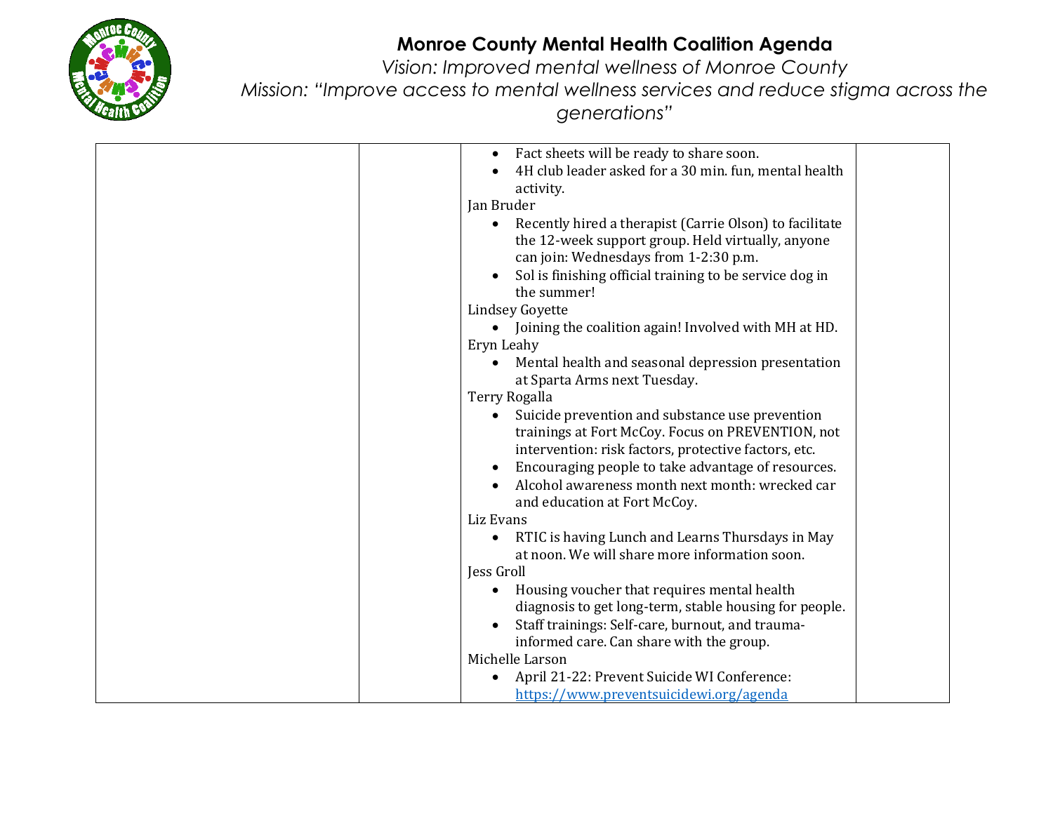# Monroe County Mental Health Coalition Agenda

*Vision: Improved mental wellness of Monroe County*

*Mission: "Improve access to mental wellness services and reduce stigma across the generations"*

| | | | |
|---|---|---|---|
| | | • Fact sheets will be ready to share soon.<br>• 4H club leader asked for a 30 min. fun, mental health activity.<br>Jan Bruder<br>• Recently hired a therapist (Carrie Olson) to facilitate the 12-week support group. Held virtually, anyone can join: Wednesdays from 1-2:30 p.m.<br>• Sol is finishing official training to be service dog in the summer!<br>Lindsey Goyette<br>• Joining the coalition again! Involved with MH at HD.<br>Eryn Leahy<br>• Mental health and seasonal depression presentation at Sparta Arms next Tuesday.<br>Terry Rogalla<br>• Suicide prevention and substance use prevention trainings at Fort McCoy. Focus on PREVENTION, not intervention: risk factors, protective factors, etc.<br>• Encouraging people to take advantage of resources.<br>• Alcohol awareness month next month: wrecked car and education at Fort McCoy.<br>Liz Evans<br>• RTIC is having Lunch and Learns Thursdays in May at noon. We will share more information soon.<br>Jess Groll<br>• Housing voucher that requires mental health diagnosis to get long-term, stable housing for people.<br>• Staff trainings: Self-care, burnout, and trauma-informed care. Can share with the group.<br>Michelle Larson<br>• April 21-22: Prevent Suicide WI Conference: https://www.preventsuicidewi.org/agenda | |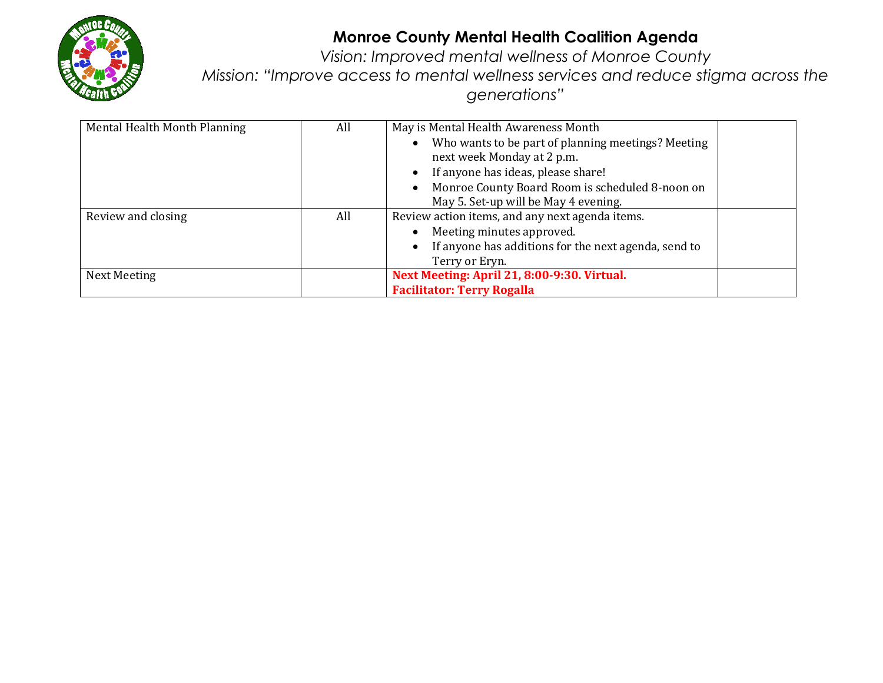# Monroe County Mental Health Coalition Agenda

*Vision: Improved mental wellness of Monroe County*

*Mission: "Improve access to mental wellness services and reduce stigma across the generations"*

| | | | |
|---|---|---|---|
| Mental Health Month Planning | All | May is Mental Health Awareness Month<br>• Who wants to be part of planning meetings? Meeting next week Monday at 2 p.m.<br>• If anyone has ideas, please share!<br>• Monroe County Board Room is scheduled 8-noon on May 5. Set-up will be May 4 evening. | |
| Review and closing | All | Review action items, and any next agenda items.<br>• Meeting minutes approved.<br>• If anyone has additions for the next agenda, send to Terry or Eryn. | |
| Next Meeting | | **Next Meeting: April 21, 8:00-9:30. Virtual.**<br>**Facilitator: Terry Rogalla** | |